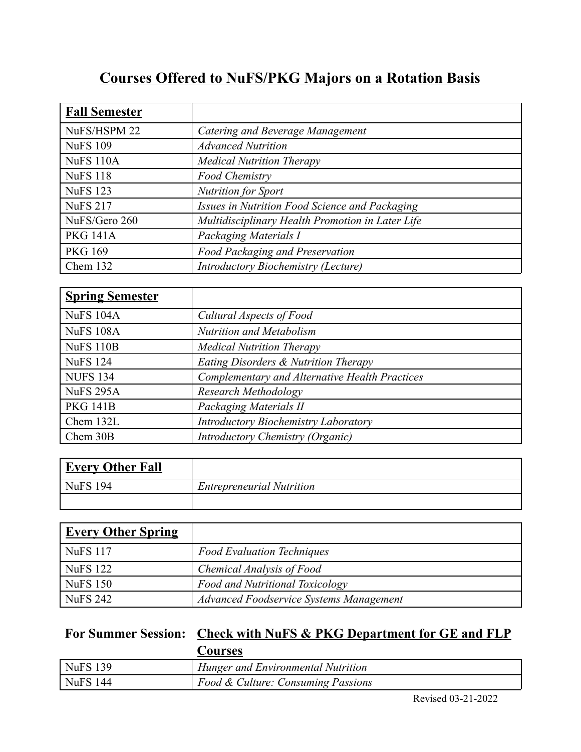# Courses Offered to NuFS/PKG Majors on a Rotation Basis

| **Fall Semester** | |
|---|---|
| NuFS/HSPM 22 | *Catering and Beverage Management* |
| NuFS 109 | *Advanced Nutrition* |
| NuFS 110A | *Medical Nutrition Therapy* |
| NuFS 118 | *Food Chemistry* |
| NuFS 123 | *Nutrition for Sport* |
| NuFS 217 | *Issues in Nutrition Food Science and Packaging* |
| NuFS/Gero 260 | *Multidisciplinary Health Promotion in Later Life* |
| PKG 141A | *Packaging Materials I* |
| PKG 169 | *Food Packaging and Preservation* |
| Chem 132 | *Introductory Biochemistry (Lecture)* |

| **Spring Semester** | |
|---|---|
| NuFS 104A | *Cultural Aspects of Food* |
| NuFS 108A | *Nutrition and Metabolism* |
| NuFS 110B | *Medical Nutrition Therapy* |
| NuFS 124 | *Eating Disorders & Nutrition Therapy* |
| NUFS 134 | *Complementary and Alternative Health Practices* |
| NuFS 295A | *Research Methodology* |
| PKG 141B | *Packaging Materials II* |
| Chem 132L | *Introductory Biochemistry Laboratory* |
| Chem 30B | *Introductory Chemistry (Organic)* |

| **Every Other Fall** | |
|---|---|
| NuFS 194 | *Entrepreneurial Nutrition* |
| | |

| **Every Other Spring** | |
|---|---|
| NuFS 117 | *Food Evaluation Techniques* |
| NuFS 122 | *Chemical Analysis of Food* |
| NuFS 150 | *Food and Nutritional Toxicology* |
| NuFS 242 | *Advanced Foodservice Systems Management* |

| **For Summer Session:** | **Check with NuFS & PKG Department for GE and FLP Courses** |
|---|---|
| NuFS 139 | *Hunger and Environmental Nutrition* |
| NuFS 144 | *Food & Culture: Consuming Passions* |

Revised 03-21-2022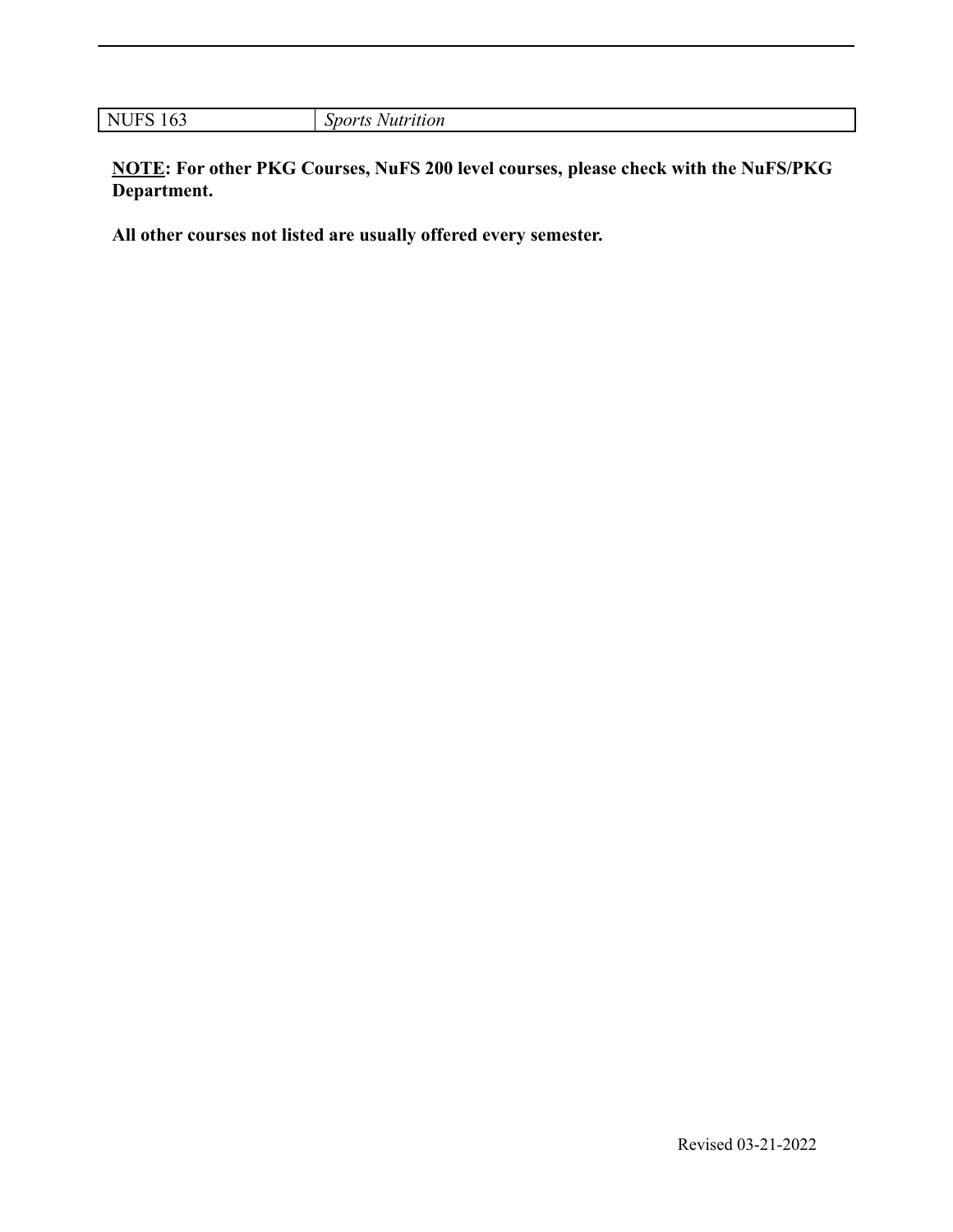| | |
|---|---|
| NUFS 163 | *Sports Nutrition* |

**<u>NOTE</u>: For other PKG Courses, NuFS 200 level courses, please check with the NuFS/PKG Department.**

**All other courses not listed are usually offered every semester.**

Revised 03-21-2022